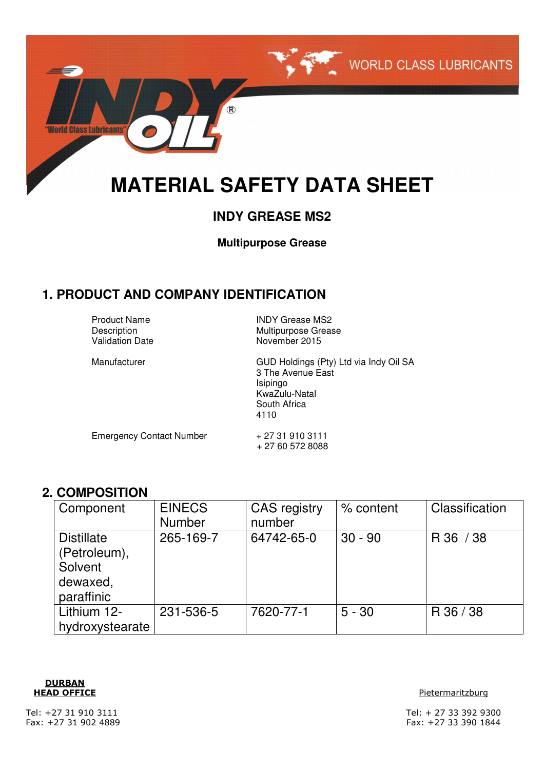# MATERIAL SAFETY DATA SHEET

## INDY GREASE MS2

**Multipurpose Grease**

## 1. PRODUCT AND COMPANY IDENTIFICATION

| | |
|---|---|
| Product Name | INDY Grease MS2 |
| Description | Multipurpose Grease |
| Validation Date | November 2015 |
| Manufacturer | GUD Holdings (Pty) Ltd via Indy Oil SA<br>3 The Avenue East<br>Isipingo<br>KwaZulu-Natal<br>South Africa<br>4110 |
| Emergency Contact Number | + 27 31 910 3111<br>+ 27 60 572 8088 |

## 2. COMPOSITION

| Component | EINECS Number | CAS registry number | % content | Classification |
|---|---|---|---|---|
| Distillate (Petroleum), Solvent dewaxed, paraffinic | 265-169-7 | 64742-65-0 | 30 - 90 | R 36 / 38 |
| Lithium 12-hydroxystearate | 231-536-5 | 7620-77-1 | 5 - 30 | R 36 / 38 |

**DURBAN HEAD OFFICE**

Tel: +27 31 910 3111
Fax: +27 31 902 4889

Pietermaritzburg

Tel: + 27 33 392 9300
Fax: +27 33 390 1844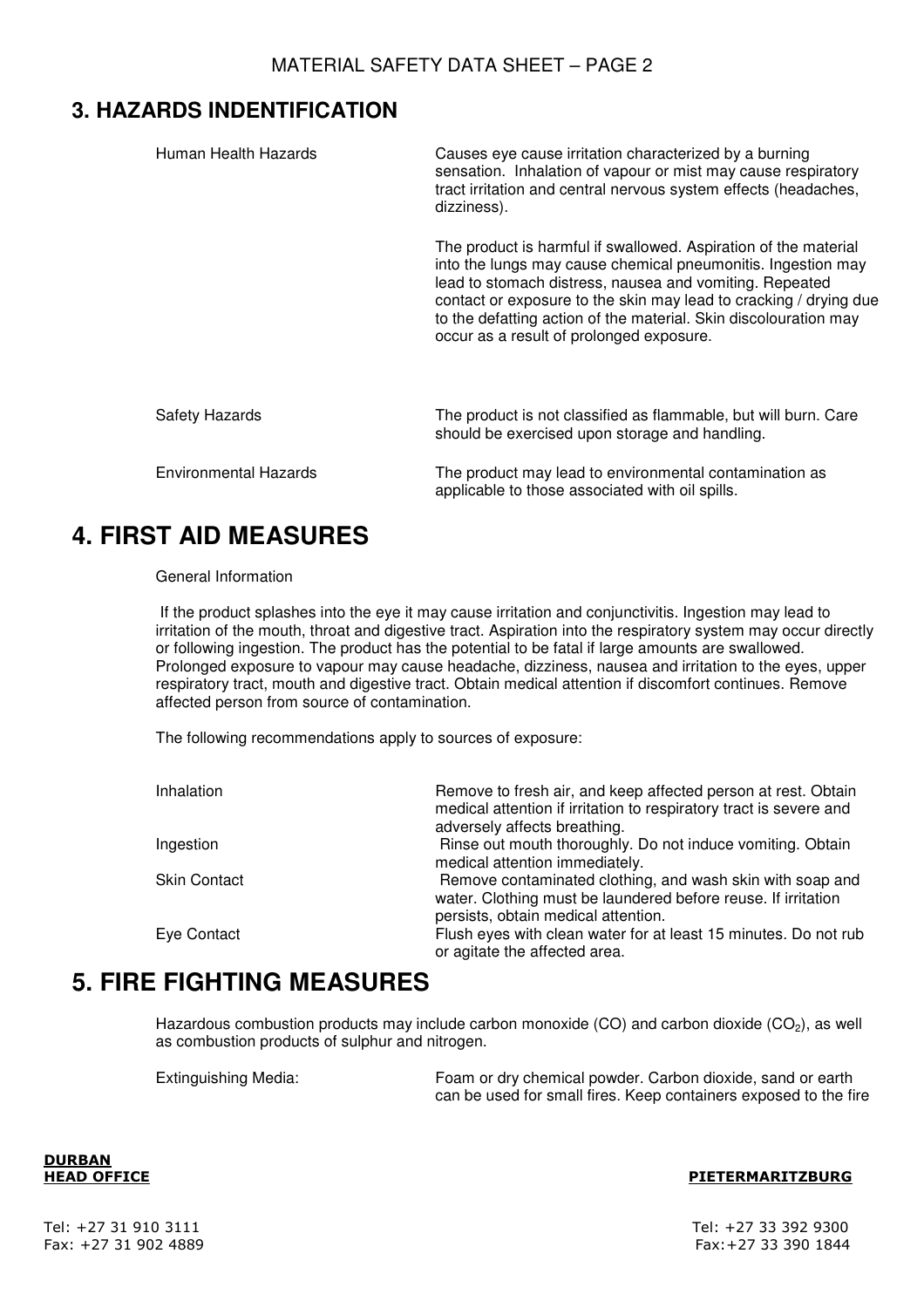## 3. HAZARDS INDENTIFICATION

| | |
|---|---|
| Human Health Hazards | Causes eye cause irritation characterized by a burning sensation. Inhalation of vapour or mist may cause respiratory tract irritation and central nervous system effects (headaches, dizziness).<br><br>The product is harmful if swallowed. Aspiration of the material into the lungs may cause chemical pneumonitis. Ingestion may lead to stomach distress, nausea and vomiting. Repeated contact or exposure to the skin may lead to cracking / drying due to the defatting action of the material. Skin discolouration may occur as a result of prolonged exposure. |
| Safety Hazards | The product is not classified as flammable, but will burn. Care should be exercised upon storage and handling. |
| Environmental Hazards | The product may lead to environmental contamination as applicable to those associated with oil spills. |

# 4. FIRST AID MEASURES

General Information

If the product splashes into the eye it may cause irritation and conjunctivitis. Ingestion may lead to irritation of the mouth, throat and digestive tract. Aspiration into the respiratory system may occur directly or following ingestion. The product has the potential to be fatal if large amounts are swallowed. Prolonged exposure to vapour may cause headache, dizziness, nausea and irritation to the eyes, upper respiratory tract, mouth and digestive tract. Obtain medical attention if discomfort continues. Remove affected person from source of contamination.

The following recommendations apply to sources of exposure:

| | |
|---|---|
| Inhalation | Remove to fresh air, and keep affected person at rest. Obtain medical attention if irritation to respiratory tract is severe and adversely affects breathing. |
| Ingestion | Rinse out mouth thoroughly. Do not induce vomiting. Obtain medical attention immediately. |
| Skin Contact | Remove contaminated clothing, and wash skin with soap and water. Clothing must be laundered before reuse. If irritation persists, obtain medical attention. |
| Eye Contact | Flush eyes with clean water for at least 15 minutes. Do not rub or agitate the affected area. |

# 5. FIRE FIGHTING MEASURES

Hazardous combustion products may include carbon monoxide (CO) and carbon dioxide ($CO_2$), as well as combustion products of sulphur and nitrogen.

| | |
|---|---|
| Extinguishing Media: | Foam or dry chemical powder. Carbon dioxide, sand or earth can be used for small fires. Keep containers exposed to the fire |

**DURBAN HEAD OFFICE**

Tel: +27 31 910 3111
Fax: +27 31 902 4889

**PIETERMARITZBURG**

Tel: +27 33 392 9300
Fax:+27 33 390 1844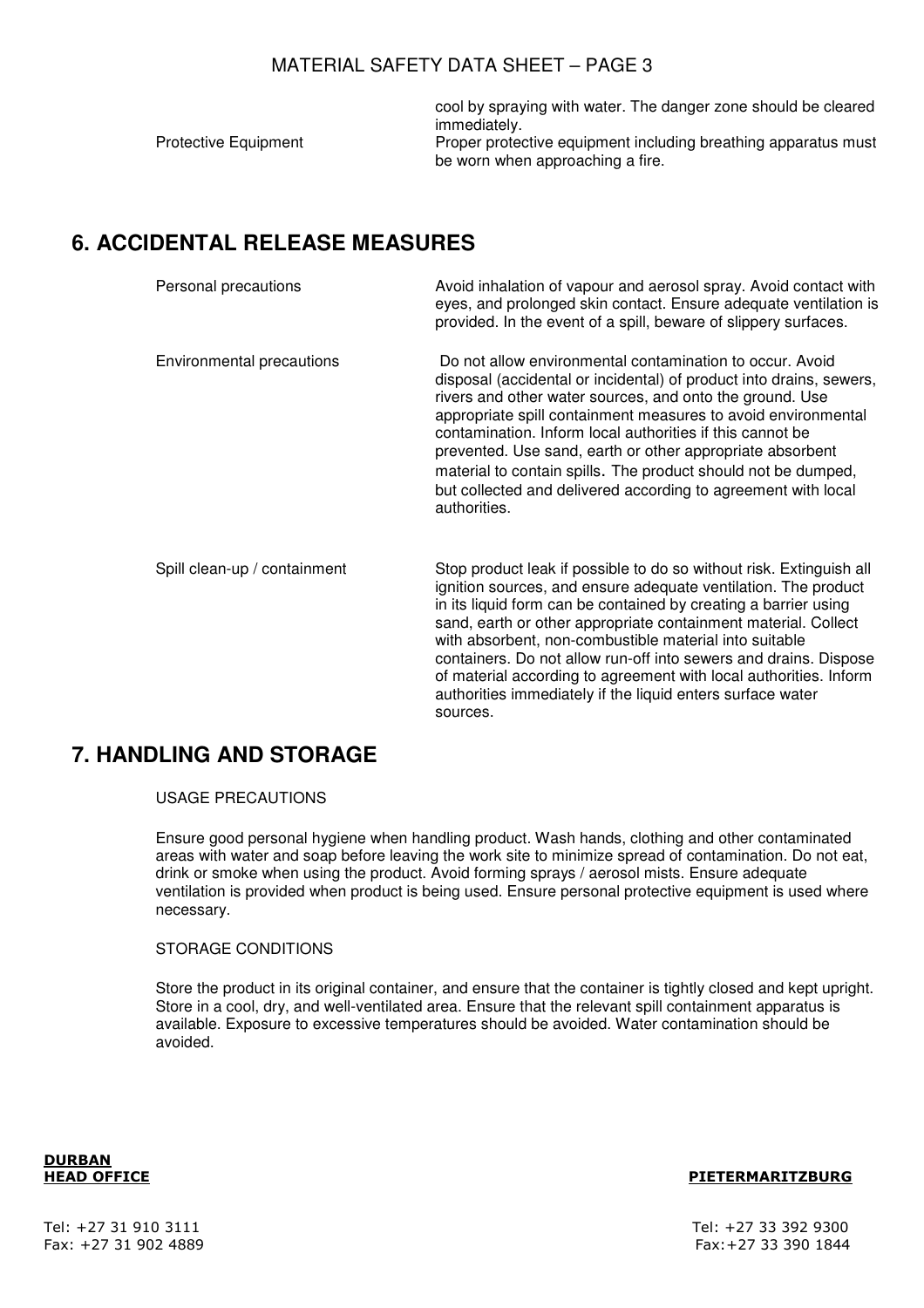| | |
|---|---|
| | cool by spraying with water. The danger zone should be cleared immediately. |
| Protective Equipment | Proper protective equipment including breathing apparatus must be worn when approaching a fire. |

## 6. ACCIDENTAL RELEASE MEASURES

| | |
|---|---|
| Personal precautions | Avoid inhalation of vapour and aerosol spray. Avoid contact with eyes, and prolonged skin contact. Ensure adequate ventilation is provided. In the event of a spill, beware of slippery surfaces. |
| Environmental precautions | Do not allow environmental contamination to occur. Avoid disposal (accidental or incidental) of product into drains, sewers, rivers and other water sources, and onto the ground. Use appropriate spill containment measures to avoid environmental contamination. Inform local authorities if this cannot be prevented. Use sand, earth or other appropriate absorbent material to contain spills. The product should not be dumped, but collected and delivered according to agreement with local authorities. |
| Spill clean-up / containment | Stop product leak if possible to do so without risk. Extinguish all ignition sources, and ensure adequate ventilation. The product in its liquid form can be contained by creating a barrier using sand, earth or other appropriate containment material. Collect with absorbent, non-combustible material into suitable containers. Do not allow run-off into sewers and drains. Dispose of material according to agreement with local authorities. Inform authorities immediately if the liquid enters surface water sources. |

## 7. HANDLING AND STORAGE

USAGE PRECAUTIONS

Ensure good personal hygiene when handling product. Wash hands, clothing and other contaminated areas with water and soap before leaving the work site to minimize spread of contamination. Do not eat, drink or smoke when using the product. Avoid forming sprays / aerosol mists. Ensure adequate ventilation is provided when product is being used. Ensure personal protective equipment is used where necessary.

STORAGE CONDITIONS

Store the product in its original container, and ensure that the container is tightly closed and kept upright. Store in a cool, dry, and well-ventilated area. Ensure that the relevant spill containment apparatus is available. Exposure to excessive temperatures should be avoided. Water contamination should be avoided.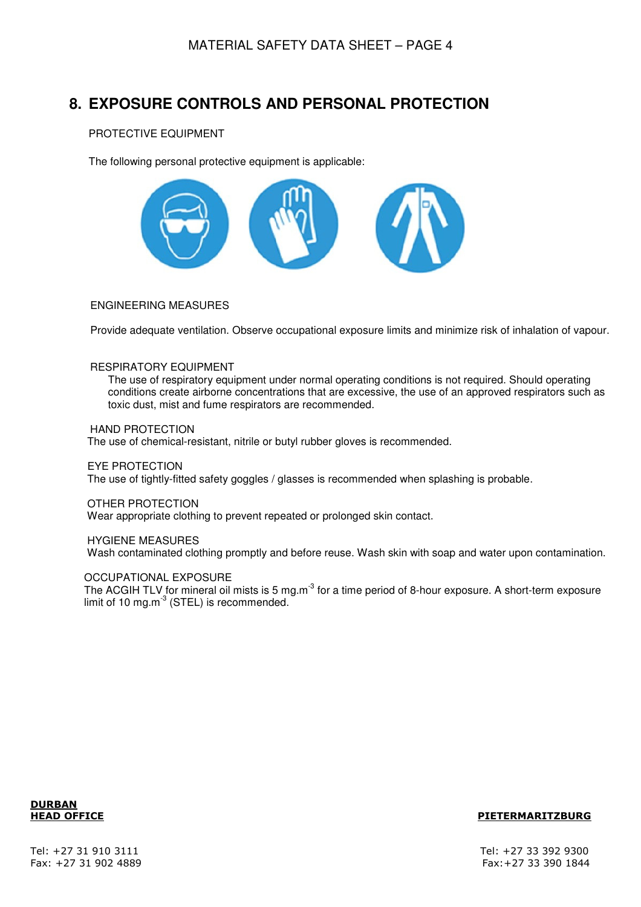## 8. EXPOSURE CONTROLS AND PERSONAL PROTECTION

PROTECTIVE EQUIPMENT

The following personal protective equipment is applicable:

ENGINEERING MEASURES

Provide adequate ventilation. Observe occupational exposure limits and minimize risk of inhalation of vapour.

RESPIRATORY EQUIPMENT

The use of respiratory equipment under normal operating conditions is not required. Should operating conditions create airborne concentrations that are excessive, the use of an approved respirators such as toxic dust, mist and fume respirators are recommended.

HAND PROTECTION

The use of chemical-resistant, nitrile or butyl rubber gloves is recommended.

EYE PROTECTION

The use of tightly-fitted safety goggles / glasses is recommended when splashing is probable.

OTHER PROTECTION

Wear appropriate clothing to prevent repeated or prolonged skin contact.

HYGIENE MEASURES

Wash contaminated clothing promptly and before reuse. Wash skin with soap and water upon contamination.

OCCUPATIONAL EXPOSURE

The ACGIH TLV for mineral oil mists is 5 $mg.m^{-3}$ for a time period of 8-hour exposure. A short-term exposure limit of 10 $mg.m^{-3}$ (STEL) is recommended.

**DURBAN**
**HEAD OFFICE**

Tel: +27 31 910 3111
Fax: +27 31 902 4889

**PIETERMARITZBURG**

Tel: +27 33 392 9300
Fax:+27 33 390 1844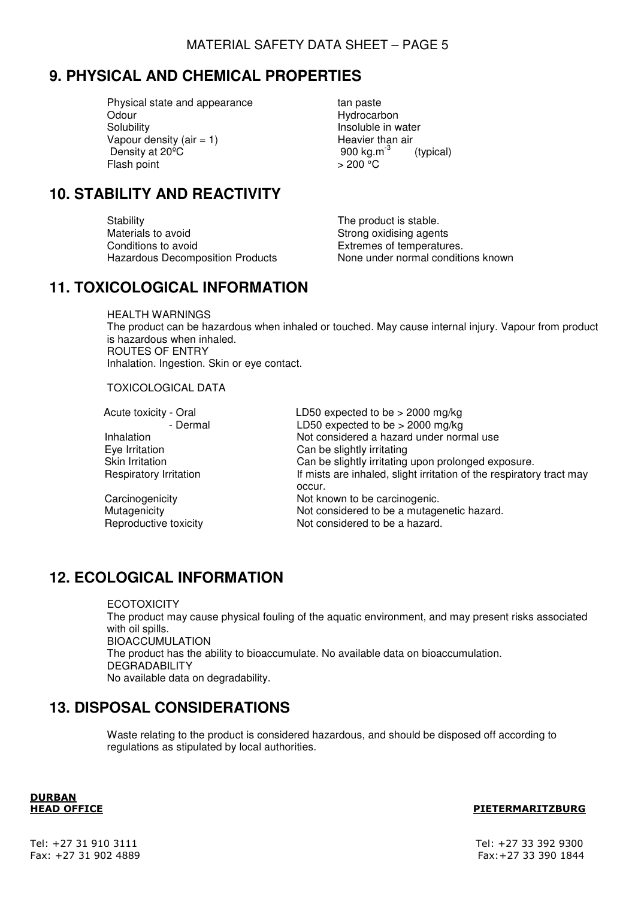## 9. PHYSICAL AND CHEMICAL PROPERTIES

| | |
|---|---|
| Physical state and appearance | tan paste |
| Odour | Hydrocarbon |
| Solubility | Insoluble in water |
| Vapour density (air = 1) | Heavier than air |
| Density at 20ºC | 900 kg.m$^{-3}$ (typical) |
| Flash point | > 200 °C |

## 10. STABILITY AND REACTIVITY

| | |
|---|---|
| Stability | The product is stable. |
| Materials to avoid | Strong oxidising agents |
| Conditions to avoid | Extremes of temperatures. |
| Hazardous Decomposition Products | None under normal conditions known |

## 11. TOXICOLOGICAL INFORMATION

HEALTH WARNINGS
The product can be hazardous when inhaled or touched. May cause internal injury. Vapour from product is hazardous when inhaled.
ROUTES OF ENTRY
Inhalation. Ingestion. Skin or eye contact.

TOXICOLOGICAL DATA

| | |
|---|---|
| Acute toxicity - Oral | LD50 expected to be > 2000 mg/kg |
| - Dermal | LD50 expected to be > 2000 mg/kg |
| Inhalation | Not considered a hazard under normal use |
| Eye Irritation | Can be slightly irritating |
| Skin Irritation | Can be slightly irritating upon prolonged exposure. |
| Respiratory Irritation | If mists are inhaled, slight irritation of the respiratory tract may occur. |
| Carcinogenicity | Not known to be carcinogenic. |
| Mutagenicity | Not considered to be a mutagenetic hazard. |
| Reproductive toxicity | Not considered to be a hazard. |

## 12. ECOLOGICAL INFORMATION

ECOTOXICITY
The product may cause physical fouling of the aquatic environment, and may present risks associated with oil spills.
BIOACCUMULATION
The product has the ability to bioaccumulate. No available data on bioaccumulation.
DEGRADABILITY
No available data on degradability.

## 13. DISPOSAL CONSIDERATIONS

Waste relating to the product is considered hazardous, and should be disposed off according to regulations as stipulated by local authorities.

**DURBAN**
**HEAD OFFICE**

Tel: +27 31 910 3111
Fax: +27 31 902 4889

**PIETERMARITZBURG**

Tel: +27 33 392 9300
Fax:+27 33 390 1844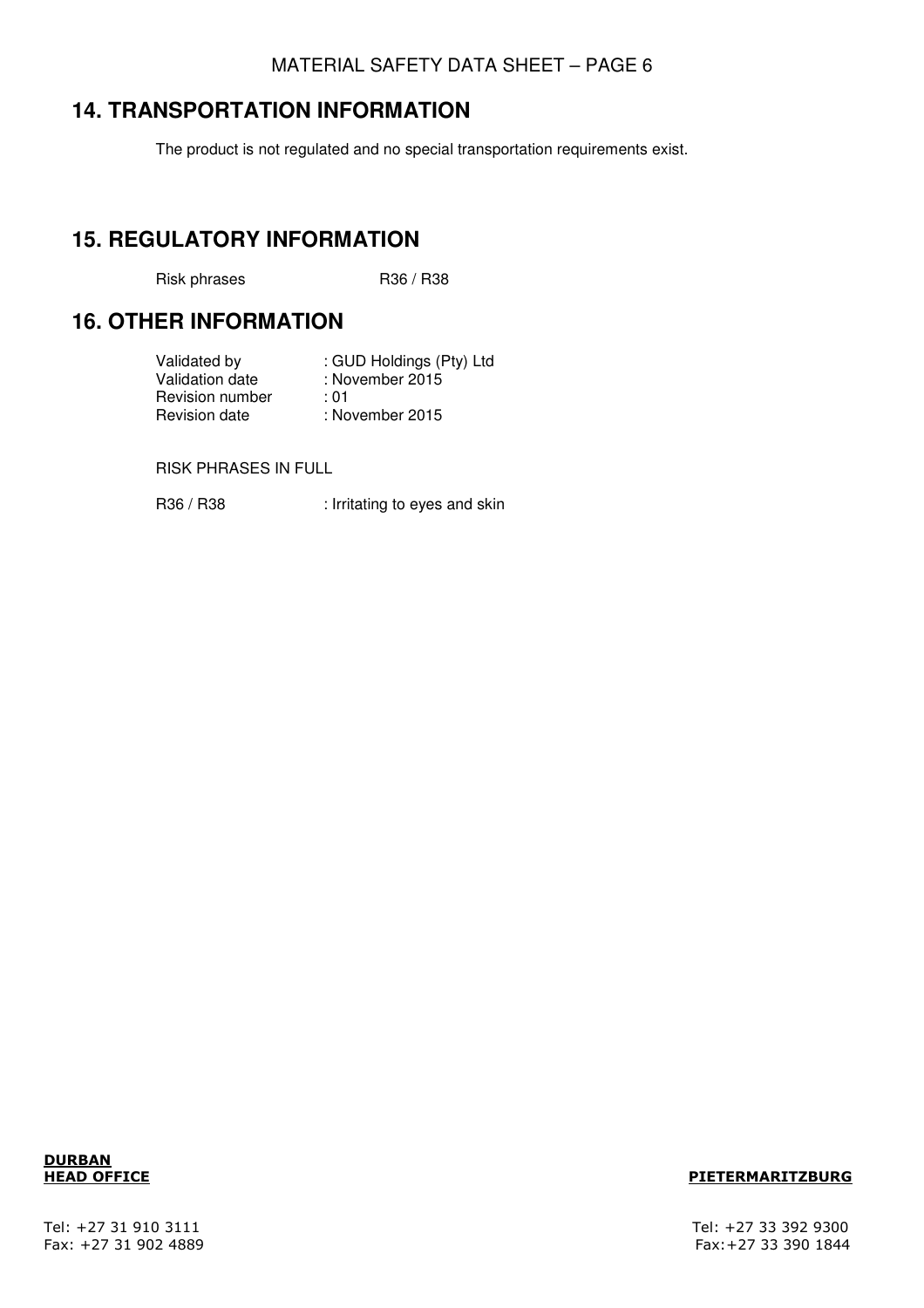## 14. TRANSPORTATION INFORMATION

The product is not regulated and no special transportation requirements exist.

## 15. REGULATORY INFORMATION

Risk phrases R36 / R38

## 16. OTHER INFORMATION

| | |
|---|---|
| Validated by | : GUD Holdings (Pty) Ltd |
| Validation date | : November 2015 |
| Revision number | : 01 |
| Revision date | : November 2015 |

RISK PHRASES IN FULL

R36 / R38 : Irritating to eyes and skin

**DURBAN HEAD OFFICE**

Tel: +27 31 910 3111
Fax: +27 31 902 4889

**PIETERMARITZBURG**

Tel: +27 33 392 9300
Fax:+27 33 390 1844